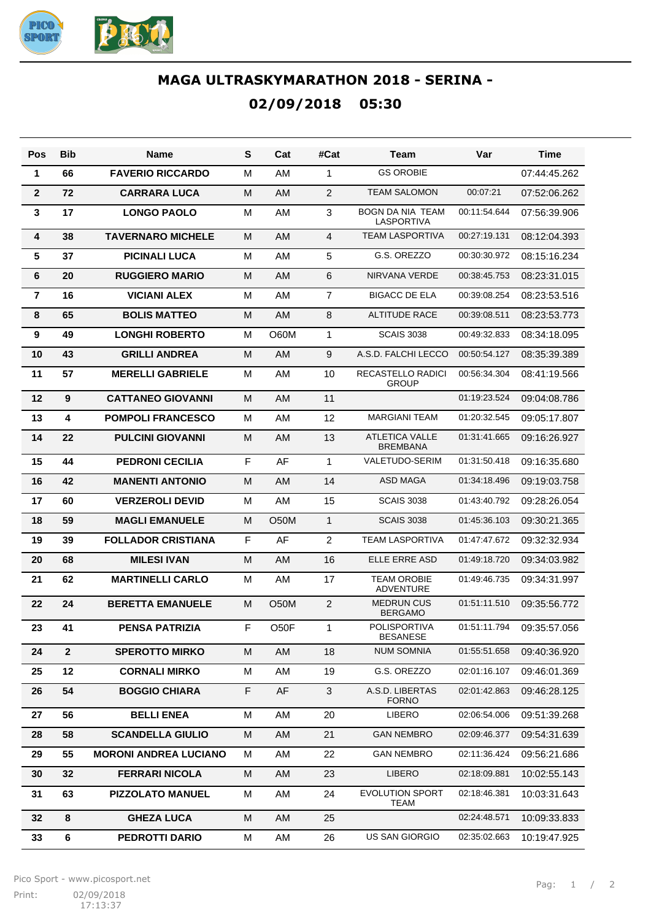# MAGA ULTRASKYMARATHON 2018 - SERINA -

## 02/09/2018 05:30

| Pos | Bib | Name | S | Cat | #Cat | Team | Var | Time |
|---|---|---|---|---|---|---|---|---|
| 1 | 66 | FAVERIO RICCARDO | M | AM | 1 | GS OROBIE | | 07:44:45.262 |
| 2 | 72 | CARRARA LUCA | M | AM | 2 | TEAM SALOMON | 00:07:21 | 07:52:06.262 |
| 3 | 17 | LONGO PAOLO | M | AM | 3 | BOGN DA NIA TEAM LASPORTIVA | 00:11:54.644 | 07:56:39.906 |
| 4 | 38 | TAVERNARO MICHELE | M | AM | 4 | TEAM LASPORTIVA | 00:27:19.131 | 08:12:04.393 |
| 5 | 37 | PICINALI LUCA | M | AM | 5 | G.S. OREZZO | 00:30:30.972 | 08:15:16.234 |
| 6 | 20 | RUGGIERO MARIO | M | AM | 6 | NIRVANA VERDE | 00:38:45.753 | 08:23:31.015 |
| 7 | 16 | VICIANI ALEX | M | AM | 7 | BIGACC DE ELA | 00:39:08.254 | 08:23:53.516 |
| 8 | 65 | BOLIS MATTEO | M | AM | 8 | ALTITUDE RACE | 00:39:08.511 | 08:23:53.773 |
| 9 | 49 | LONGHI ROBERTO | M | O60M | 1 | SCAIS 3038 | 00:49:32.833 | 08:34:18.095 |
| 10 | 43 | GRILLI ANDREA | M | AM | 9 | A.S.D. FALCHI LECCO | 00:50:54.127 | 08:35:39.389 |
| 11 | 57 | MERELLI GABRIELE | M | AM | 10 | RECASTELLO RADICI GROUP | 00:56:34.304 | 08:41:19.566 |
| 12 | 9 | CATTANEO GIOVANNI | M | AM | 11 | | 01:19:23.524 | 09:04:08.786 |
| 13 | 4 | POMPOLI FRANCESCO | M | AM | 12 | MARGIANI TEAM | 01:20:32.545 | 09:05:17.807 |
| 14 | 22 | PULCINI GIOVANNI | M | AM | 13 | ATLETICA VALLE BREMBANA | 01:31:41.665 | 09:16:26.927 |
| 15 | 44 | PEDRONI CECILIA | F | AF | 1 | VALETUDO-SERIM | 01:31:50.418 | 09:16:35.680 |
| 16 | 42 | MANENTI ANTONIO | M | AM | 14 | ASD MAGA | 01:34:18.496 | 09:19:03.758 |
| 17 | 60 | VERZEROLI DEVID | M | AM | 15 | SCAIS 3038 | 01:43:40.792 | 09:28:26.054 |
| 18 | 59 | MAGLI EMANUELE | M | O50M | 1 | SCAIS 3038 | 01:45:36.103 | 09:30:21.365 |
| 19 | 39 | FOLLADOR CRISTIANA | F | AF | 2 | TEAM LASPORTIVA | 01:47:47.672 | 09:32:32.934 |
| 20 | 68 | MILESI IVAN | M | AM | 16 | ELLE ERRE ASD | 01:49:18.720 | 09:34:03.982 |
| 21 | 62 | MARTINELLI CARLO | M | AM | 17 | TEAM OROBIE ADVENTURE | 01:49:46.735 | 09:34:31.997 |
| 22 | 24 | BERETTA EMANUELE | M | O50M | 2 | MEDRUN CUS BERGAMO | 01:51:11.510 | 09:35:56.772 |
| 23 | 41 | PENSA PATRIZIA | F | O50F | 1 | POLISPORTIVA BESANESE | 01:51:11.794 | 09:35:57.056 |
| 24 | 2 | SPEROTTO MIRKO | M | AM | 18 | NUM SOMNIA | 01:55:51.658 | 09:40:36.920 |
| 25 | 12 | CORNALI MIRKO | M | AM | 19 | G.S. OREZZO | 02:01:16.107 | 09:46:01.369 |
| 26 | 54 | BOGGIO CHIARA | F | AF | 3 | A.S.D. LIBERTAS FORNO | 02:01:42.863 | 09:46:28.125 |
| 27 | 56 | BELLI ENEA | M | AM | 20 | LIBERO | 02:06:54.006 | 09:51:39.268 |
| 28 | 58 | SCANDELLA GIULIO | M | AM | 21 | GAN NEMBRO | 02:09:46.377 | 09:54:31.639 |
| 29 | 55 | MORONI ANDREA LUCIANO | M | AM | 22 | GAN NEMBRO | 02:11:36.424 | 09:56:21.686 |
| 30 | 32 | FERRARI NICOLA | M | AM | 23 | LIBERO | 02:18:09.881 | 10:02:55.143 |
| 31 | 63 | PIZZOLATO MANUEL | M | AM | 24 | EVOLUTION SPORT TEAM | 02:18:46.381 | 10:03:31.643 |
| 32 | 8 | GHEZA LUCA | M | AM | 25 | | 02:24:48.571 | 10:09:33.833 |
| 33 | 6 | PEDROTTI DARIO | M | AM | 26 | US SAN GIORGIO | 02:35:02.663 | 10:19:47.925 |

Pico Sport - www.picosport.net

Print: 02/09/2018 17:13:37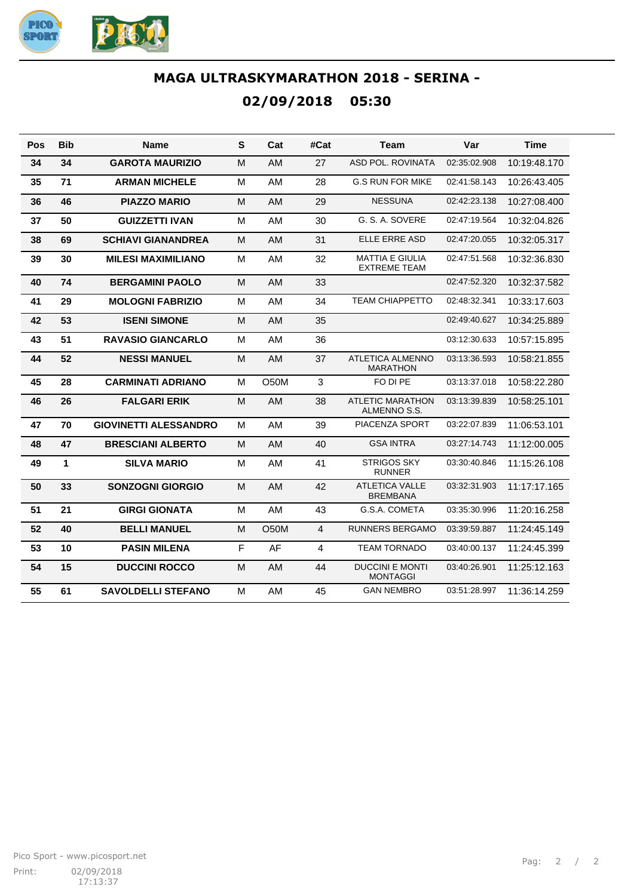## MAGA ULTRASKYMARATHON 2018 - SERINA -

## 02/09/2018 05:30

| Pos | Bib | Name | S | Cat | #Cat | Team | Var | Time |
|---|---|---|---|---|---|---|---|---|
| 34 | 34 | GAROTA MAURIZIO | M | AM | 27 | ASD POL. ROVINATA | 02:35:02.908 | 10:19:48.170 |
| 35 | 71 | ARMAN MICHELE | M | AM | 28 | G.S RUN FOR MIKE | 02:41:58.143 | 10:26:43.405 |
| 36 | 46 | PIAZZO MARIO | M | AM | 29 | NESSUNA | 02:42:23.138 | 10:27:08.400 |
| 37 | 50 | GUIZZETTI IVAN | M | AM | 30 | G. S. A. SOVERE | 02:47:19.564 | 10:32:04.826 |
| 38 | 69 | SCHIAVI GIANANDREA | M | AM | 31 | ELLE ERRE ASD | 02:47:20.055 | 10:32:05.317 |
| 39 | 30 | MILESI MAXIMILIANO | M | AM | 32 | MATTIA E GIULIA EXTREME TEAM | 02:47:51.568 | 10:32:36.830 |
| 40 | 74 | BERGAMINI PAOLO | M | AM | 33 | | 02:47:52.320 | 10:32:37.582 |
| 41 | 29 | MOLOGNI FABRIZIO | M | AM | 34 | TEAM CHIAPPETTO | 02:48:32.341 | 10:33:17.603 |
| 42 | 53 | ISENI SIMONE | M | AM | 35 | | 02:49:40.627 | 10:34:25.889 |
| 43 | 51 | RAVASIO GIANCARLO | M | AM | 36 | | 03:12:30.633 | 10:57:15.895 |
| 44 | 52 | NESSI MANUEL | M | AM | 37 | ATLETICA ALMENNO MARATHON | 03:13:36.593 | 10:58:21.855 |
| 45 | 28 | CARMINATI ADRIANO | M | O50M | 3 | FO DI PE | 03:13:37.018 | 10:58:22.280 |
| 46 | 26 | FALGARI ERIK | M | AM | 38 | ATLETIC MARATHON ALMENNO S.S. | 03:13:39.839 | 10:58:25.101 |
| 47 | 70 | GIOVINETTI ALESSANDRO | M | AM | 39 | PIACENZA SPORT | 03:22:07.839 | 11:06:53.101 |
| 48 | 47 | BRESCIANI ALBERTO | M | AM | 40 | GSA INTRA | 03:27:14.743 | 11:12:00.005 |
| 49 | 1 | SILVA MARIO | M | AM | 41 | STRIGOS SKY RUNNER | 03:30:40.846 | 11:15:26.108 |
| 50 | 33 | SONZOGNI GIORGIO | M | AM | 42 | ATLETICA VALLE BREMBANA | 03:32:31.903 | 11:17:17.165 |
| 51 | 21 | GIRGI GIONATA | M | AM | 43 | G.S.A. COMETA | 03:35:30.996 | 11:20:16.258 |
| 52 | 40 | BELLI MANUEL | M | O50M | 4 | RUNNERS BERGAMO | 03:39:59.887 | 11:24:45.149 |
| 53 | 10 | PASIN MILENA | F | AF | 4 | TEAM TORNADO | 03:40:00.137 | 11:24:45.399 |
| 54 | 15 | DUCCINI ROCCO | M | AM | 44 | DUCCINI E MONTI MONTAGGI | 03:40:26.901 | 11:25:12.163 |
| 55 | 61 | SAVOLDELLI STEFANO | M | AM | 45 | GAN NEMBRO | 03:51:28.997 | 11:36:14.259 |

Pico Sport - www.picosport.net

Print: 02/09/2018 17:13:37